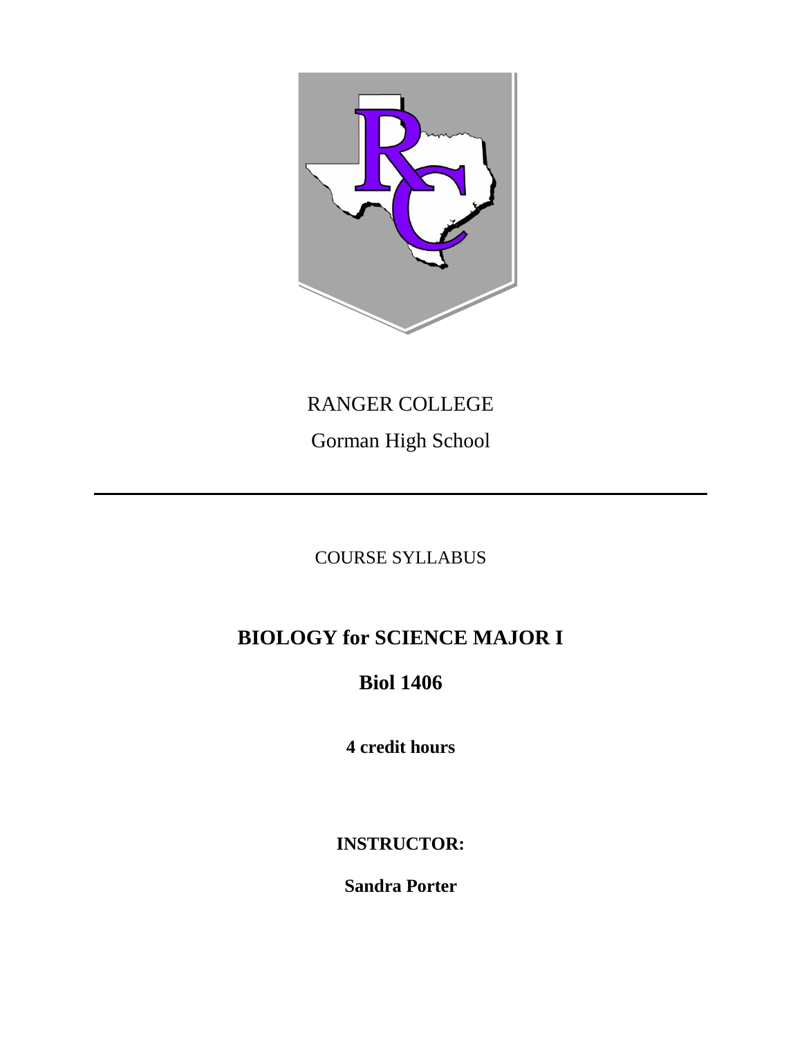RANGER COLLEGE

Gorman High School

---

COURSE SYLLABUS

# BIOLOGY for SCIENCE MAJOR I

## Biol 1406

**4 credit hours**

**INSTRUCTOR:**

**Sandra Porter**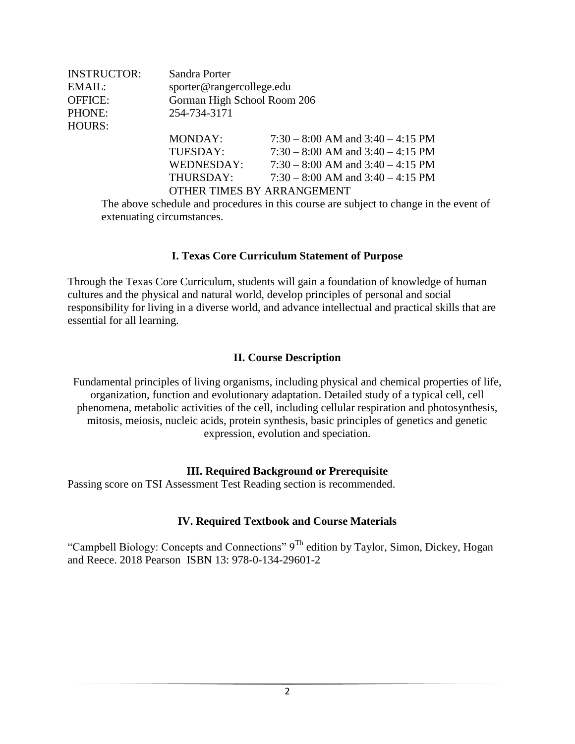INSTRUCTOR: Sandra Porter
EMAIL: sporter@rangercollege.edu
OFFICE: Gorman High School Room 206
PHONE: 254-734-3171
HOURS:

| | |
|---|---|
| MONDAY: | 7:30 – 8:00 AM and 3:40 – 4:15 PM |
| TUESDAY: | 7:30 – 8:00 AM and 3:40 – 4:15 PM |
| WEDNESDAY: | 7:30 – 8:00 AM and 3:40 – 4:15 PM |
| THURSDAY: | 7:30 – 8:00 AM and 3:40 – 4:15 PM |

OTHER TIMES BY ARRANGEMENT

The above schedule and procedures in this course are subject to change in the event of extenuating circumstances.

## I. Texas Core Curriculum Statement of Purpose

Through the Texas Core Curriculum, students will gain a foundation of knowledge of human cultures and the physical and natural world, develop principles of personal and social responsibility for living in a diverse world, and advance intellectual and practical skills that are essential for all learning.

## II. Course Description

Fundamental principles of living organisms, including physical and chemical properties of life, organization, function and evolutionary adaptation. Detailed study of a typical cell, cell phenomena, metabolic activities of the cell, including cellular respiration and photosynthesis, mitosis, meiosis, nucleic acids, protein synthesis, basic principles of genetics and genetic expression, evolution and speciation.

## III. Required Background or Prerequisite

Passing score on TSI Assessment Test Reading section is recommended.

## IV. Required Textbook and Course Materials

"Campbell Biology: Concepts and Connections" 9[Th] edition by Taylor, Simon, Dickey, Hogan and Reece. 2018 Pearson ISBN 13: 978-0-134-29601-2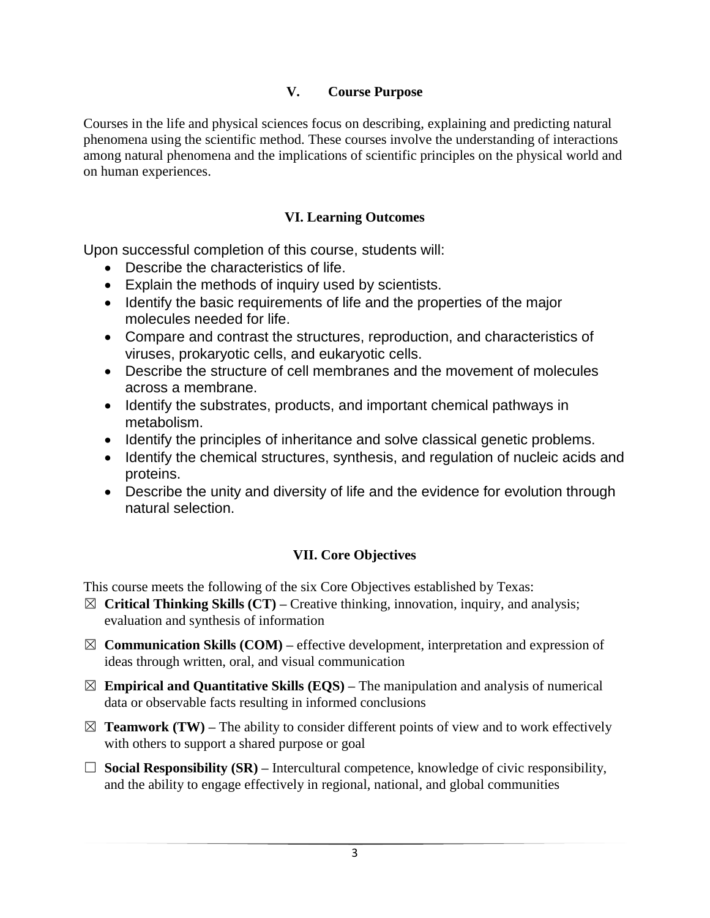## V. Course Purpose

Courses in the life and physical sciences focus on describing, explaining and predicting natural phenomena using the scientific method. These courses involve the understanding of interactions among natural phenomena and the implications of scientific principles on the physical world and on human experiences.

## VI. Learning Outcomes

Upon successful completion of this course, students will:

- Describe the characteristics of life.
- Explain the methods of inquiry used by scientists.
- Identify the basic requirements of life and the properties of the major molecules needed for life.
- Compare and contrast the structures, reproduction, and characteristics of viruses, prokaryotic cells, and eukaryotic cells.
- Describe the structure of cell membranes and the movement of molecules across a membrane.
- Identify the substrates, products, and important chemical pathways in metabolism.
- Identify the principles of inheritance and solve classical genetic problems.
- Identify the chemical structures, synthesis, and regulation of nucleic acids and proteins.
- Describe the unity and diversity of life and the evidence for evolution through natural selection.

## VII. Core Objectives

This course meets the following of the six Core Objectives established by Texas:

☒ **Critical Thinking Skills (CT) –** Creative thinking, innovation, inquiry, and analysis; evaluation and synthesis of information

☒ **Communication Skills (COM) –** effective development, interpretation and expression of ideas through written, oral, and visual communication

☒ **Empirical and Quantitative Skills (EQS) –** The manipulation and analysis of numerical data or observable facts resulting in informed conclusions

☒ **Teamwork (TW) –** The ability to consider different points of view and to work effectively with others to support a shared purpose or goal

☐ **Social Responsibility (SR) –** Intercultural competence, knowledge of civic responsibility, and the ability to engage effectively in regional, national, and global communities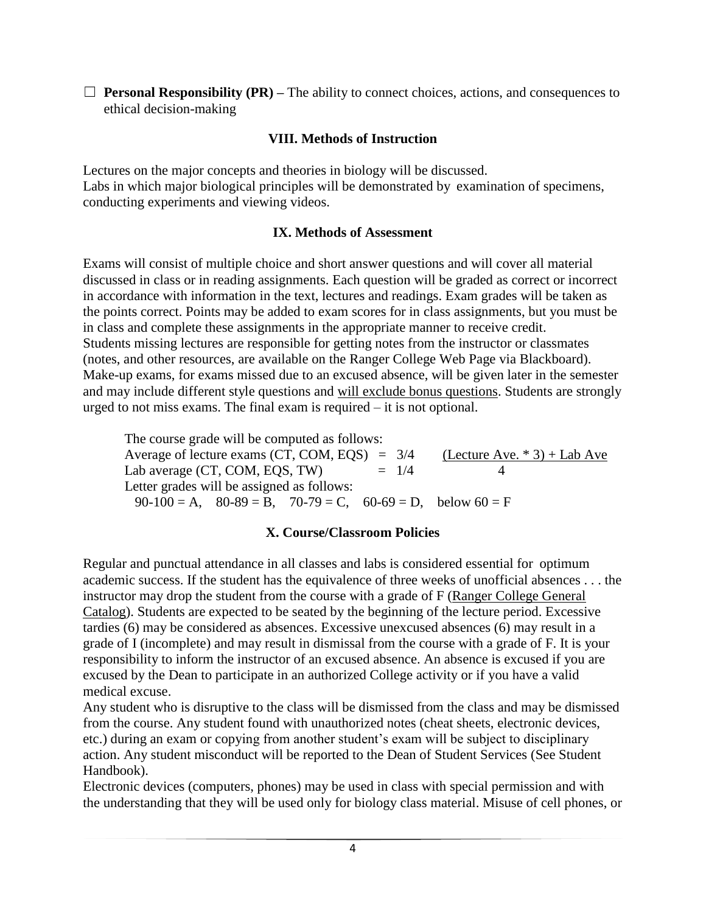☐ **Personal Responsibility (PR) –** The ability to connect choices, actions, and consequences to ethical decision-making

### VIII. Methods of Instruction

Lectures on the major concepts and theories in biology will be discussed.
Labs in which major biological principles will be demonstrated by examination of specimens, conducting experiments and viewing videos.

### IX. Methods of Assessment

Exams will consist of multiple choice and short answer questions and will cover all material discussed in class or in reading assignments. Each question will be graded as correct or incorrect in accordance with information in the text, lectures and readings. Exam grades will be taken as the points correct. Points may be added to exam scores for in class assignments, but you must be in class and complete these assignments in the appropriate manner to receive credit.
Students missing lectures are responsible for getting notes from the instructor or classmates (notes, and other resources, are available on the Ranger College Web Page via Blackboard).
Make-up exams, for exams missed due to an excused absence, will be given later in the semester and may include different style questions and <u>will exclude bonus questions</u>. Students are strongly urged to not miss exams. The final exam is required – it is not optional.

The course grade will be computed as follows:

Average of lecture exams (CT, COM, EQS) = 3/4

Lab average (CT, COM, EQS, TW) = 1/4

$$\frac{(\text{Lecture Ave.} * 3) + \text{Lab Ave}}{4}$$

Letter grades will be assigned as follows:

90-100 = A, 80-89 = B, 70-79 = C, 60-69 = D, below 60 = F

### X. Course/Classroom Policies

Regular and punctual attendance in all classes and labs is considered essential for optimum academic success. If the student has the equivalence of three weeks of unofficial absences . . . the instructor may drop the student from the course with a grade of F (<u>Ranger College General Catalog</u>). Students are expected to be seated by the beginning of the lecture period. Excessive tardies (6) may be considered as absences. Excessive unexcused absences (6) may result in a grade of I (incomplete) and may result in dismissal from the course with a grade of F. It is your responsibility to inform the instructor of an excused absence. An absence is excused if you are excused by the Dean to participate in an authorized College activity or if you have a valid medical excuse.
Any student who is disruptive to the class will be dismissed from the class and may be dismissed from the course. Any student found with unauthorized notes (cheat sheets, electronic devices, etc.) during an exam or copying from another student's exam will be subject to disciplinary action. Any student misconduct will be reported to the Dean of Student Services (See Student Handbook).
Electronic devices (computers, phones) may be used in class with special permission and with the understanding that they will be used only for biology class material. Misuse of cell phones, or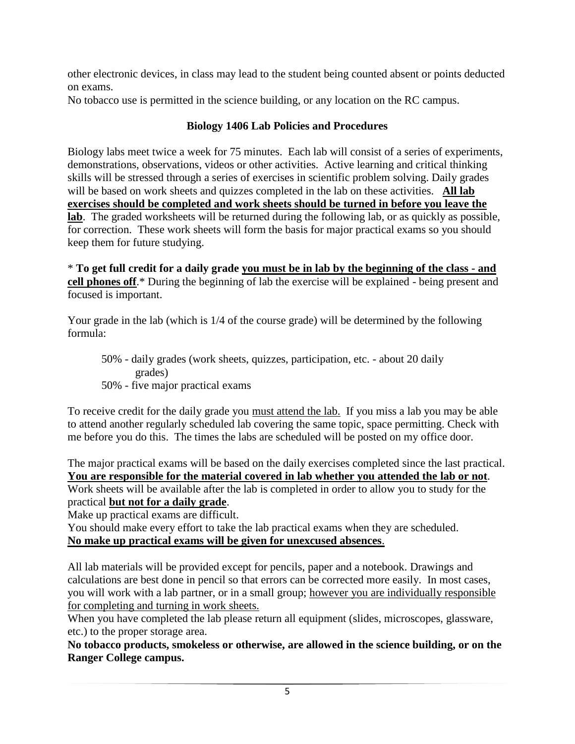other electronic devices, in class may lead to the student being counted absent or points deducted on exams.

No tobacco use is permitted in the science building, or any location on the RC campus.

## Biology 1406 Lab Policies and Procedures

Biology labs meet twice a week for 75 minutes. Each lab will consist of a series of experiments, demonstrations, observations, videos or other activities. Active learning and critical thinking skills will be stressed through a series of exercises in scientific problem solving. Daily grades will be based on work sheets and quizzes completed in the lab on these activities. **<u>All lab exercises should be completed and work sheets should be turned in before you leave the lab</u>**. The graded worksheets will be returned during the following lab, or as quickly as possible, for correction. These work sheets will form the basis for major practical exams so you should keep them for future studying.

* **To get full credit for a daily grade <u>you must be in lab by the beginning of the class - and cell phones off</u>**.* During the beginning of lab the exercise will be explained - being present and focused is important.

Your grade in the lab (which is 1/4 of the course grade) will be determined by the following formula:

> 50% - daily grades (work sheets, quizzes, participation, etc. - about 20 daily grades)
> 50% - five major practical exams

To receive credit for the daily grade you <u>must attend the lab.</u> If you miss a lab you may be able to attend another regularly scheduled lab covering the same topic, space permitting. Check with me before you do this. The times the labs are scheduled will be posted on my office door.

The major practical exams will be based on the daily exercises completed since the last practical. **<u>You are responsible for the material covered in lab whether you attended the lab or not</u>**.
Work sheets will be available after the lab is completed in order to allow you to study for the practical **<u>but not for a daily grade</u>**.
Make up practical exams are difficult.
You should make every effort to take the lab practical exams when they are scheduled.
**<u>No make up practical exams will be given for unexcused absences</u>**.

All lab materials will be provided except for pencils, paper and a notebook. Drawings and calculations are best done in pencil so that errors can be corrected more easily. In most cases, you will work with a lab partner, or in a small group; <u>however you are individually responsible for completing and turning in work sheets.</u>
When you have completed the lab please return all equipment (slides, microscopes, glassware, etc.) to the proper storage area.
**No tobacco products, smokeless or otherwise, are allowed in the science building, or on the Ranger College campus.**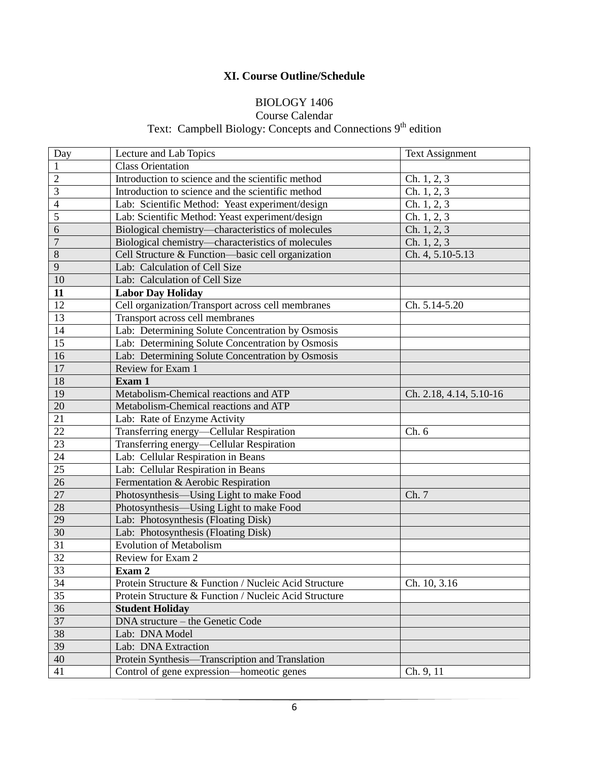**XI. Course Outline/Schedule**

BIOLOGY 1406
Course Calendar
Text: Campbell Biology: Concepts and Connections 9th edition

| Day | Lecture and Lab Topics | Text Assignment |
|---|---|---|
| 1 | Class Orientation | |
| 2 | Introduction to science and the scientific method | Ch. 1, 2, 3 |
| 3 | Introduction to science and the scientific method | Ch. 1, 2, 3 |
| 4 | Lab: Scientific Method: Yeast experiment/design | Ch. 1, 2, 3 |
| 5 | Lab: Scientific Method: Yeast experiment/design | Ch. 1, 2, 3 |
| 6 | Biological chemistry—characteristics of molecules | Ch. 1, 2, 3 |
| 7 | Biological chemistry—characteristics of molecules | Ch. 1, 2, 3 |
| 8 | Cell Structure & Function—basic cell organization | Ch. 4, 5.10-5.13 |
| 9 | Lab: Calculation of Cell Size | |
| 10 | Lab: Calculation of Cell Size | |
| **11** | **Labor Day Holiday** | |
| 12 | Cell organization/Transport across cell membranes | Ch. 5.14-5.20 |
| 13 | Transport across cell membranes | |
| 14 | Lab: Determining Solute Concentration by Osmosis | |
| 15 | Lab: Determining Solute Concentration by Osmosis | |
| 16 | Lab: Determining Solute Concentration by Osmosis | |
| 17 | Review for Exam 1 | |
| 18 | **Exam 1** | |
| 19 | Metabolism-Chemical reactions and ATP | Ch. 2.18, 4.14, 5.10-16 |
| 20 | Metabolism-Chemical reactions and ATP | |
| 21 | Lab: Rate of Enzyme Activity | |
| 22 | Transferring energy—Cellular Respiration | Ch. 6 |
| 23 | Transferring energy—Cellular Respiration | |
| 24 | Lab: Cellular Respiration in Beans | |
| 25 | Lab: Cellular Respiration in Beans | |
| 26 | Fermentation & Aerobic Respiration | |
| 27 | Photosynthesis—Using Light to make Food | Ch. 7 |
| 28 | Photosynthesis—Using Light to make Food | |
| 29 | Lab: Photosynthesis (Floating Disk) | |
| 30 | Lab: Photosynthesis (Floating Disk) | |
| 31 | Evolution of Metabolism | |
| 32 | Review for Exam 2 | |
| 33 | **Exam 2** | |
| 34 | Protein Structure & Function / Nucleic Acid Structure | Ch. 10, 3.16 |
| 35 | Protein Structure & Function / Nucleic Acid Structure | |
| 36 | **Student Holiday** | |
| 37 | DNA structure – the Genetic Code | |
| 38 | Lab: DNA Model | |
| 39 | Lab: DNA Extraction | |
| 40 | Protein Synthesis—Transcription and Translation | |
| 41 | Control of gene expression—homeotic genes | Ch. 9, 11 |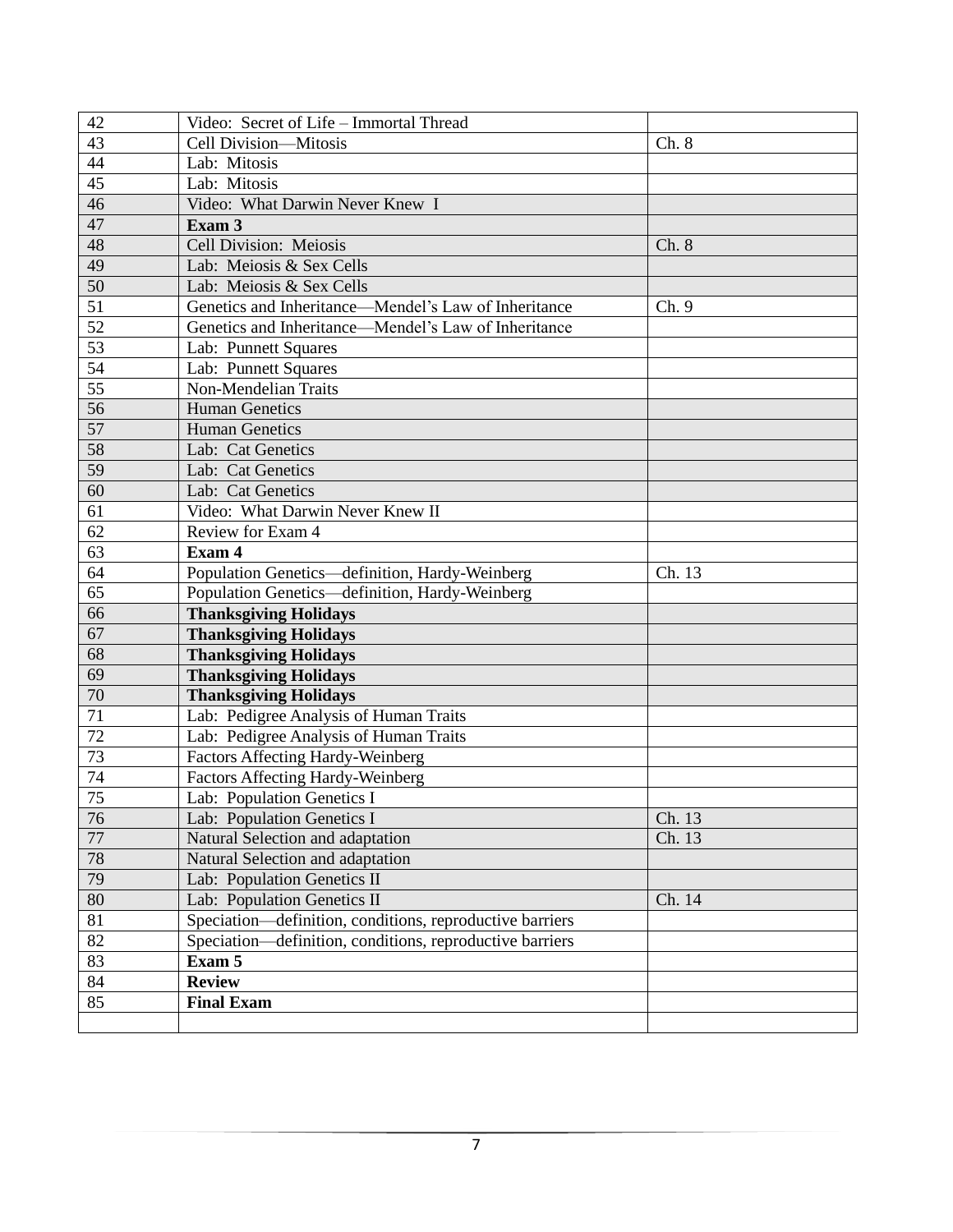| 42 | Video: Secret of Life – Immortal Thread | |
|---|---|---|
| 43 | Cell Division—Mitosis | Ch. 8 |
| 44 | Lab: Mitosis | |
| 45 | Lab: Mitosis | |
| 46 | Video: What Darwin Never Knew I | |
| 47 | **Exam 3** | |
| 48 | Cell Division: Meiosis | Ch. 8 |
| 49 | Lab: Meiosis & Sex Cells | |
| 50 | Lab: Meiosis & Sex Cells | |
| 51 | Genetics and Inheritance—Mendel's Law of Inheritance | Ch. 9 |
| 52 | Genetics and Inheritance—Mendel's Law of Inheritance | |
| 53 | Lab: Punnett Squares | |
| 54 | Lab: Punnett Squares | |
| 55 | Non-Mendelian Traits | |
| 56 | Human Genetics | |
| 57 | Human Genetics | |
| 58 | Lab: Cat Genetics | |
| 59 | Lab: Cat Genetics | |
| 60 | Lab: Cat Genetics | |
| 61 | Video: What Darwin Never Knew II | |
| 62 | Review for Exam 4 | |
| 63 | **Exam 4** | |
| 64 | Population Genetics—definition, Hardy-Weinberg | Ch. 13 |
| 65 | Population Genetics—definition, Hardy-Weinberg | |
| 66 | **Thanksgiving Holidays** | |
| 67 | **Thanksgiving Holidays** | |
| 68 | **Thanksgiving Holidays** | |
| 69 | **Thanksgiving Holidays** | |
| 70 | **Thanksgiving Holidays** | |
| 71 | Lab: Pedigree Analysis of Human Traits | |
| 72 | Lab: Pedigree Analysis of Human Traits | |
| 73 | Factors Affecting Hardy-Weinberg | |
| 74 | Factors Affecting Hardy-Weinberg | |
| 75 | Lab: Population Genetics I | |
| 76 | Lab: Population Genetics I | Ch. 13 |
| 77 | Natural Selection and adaptation | Ch. 13 |
| 78 | Natural Selection and adaptation | |
| 79 | Lab: Population Genetics II | |
| 80 | Lab: Population Genetics II | Ch. 14 |
| 81 | Speciation—definition, conditions, reproductive barriers | |
| 82 | Speciation—definition, conditions, reproductive barriers | |
| 83 | **Exam 5** | |
| 84 | **Review** | |
| 85 | **Final Exam** | |
| | | |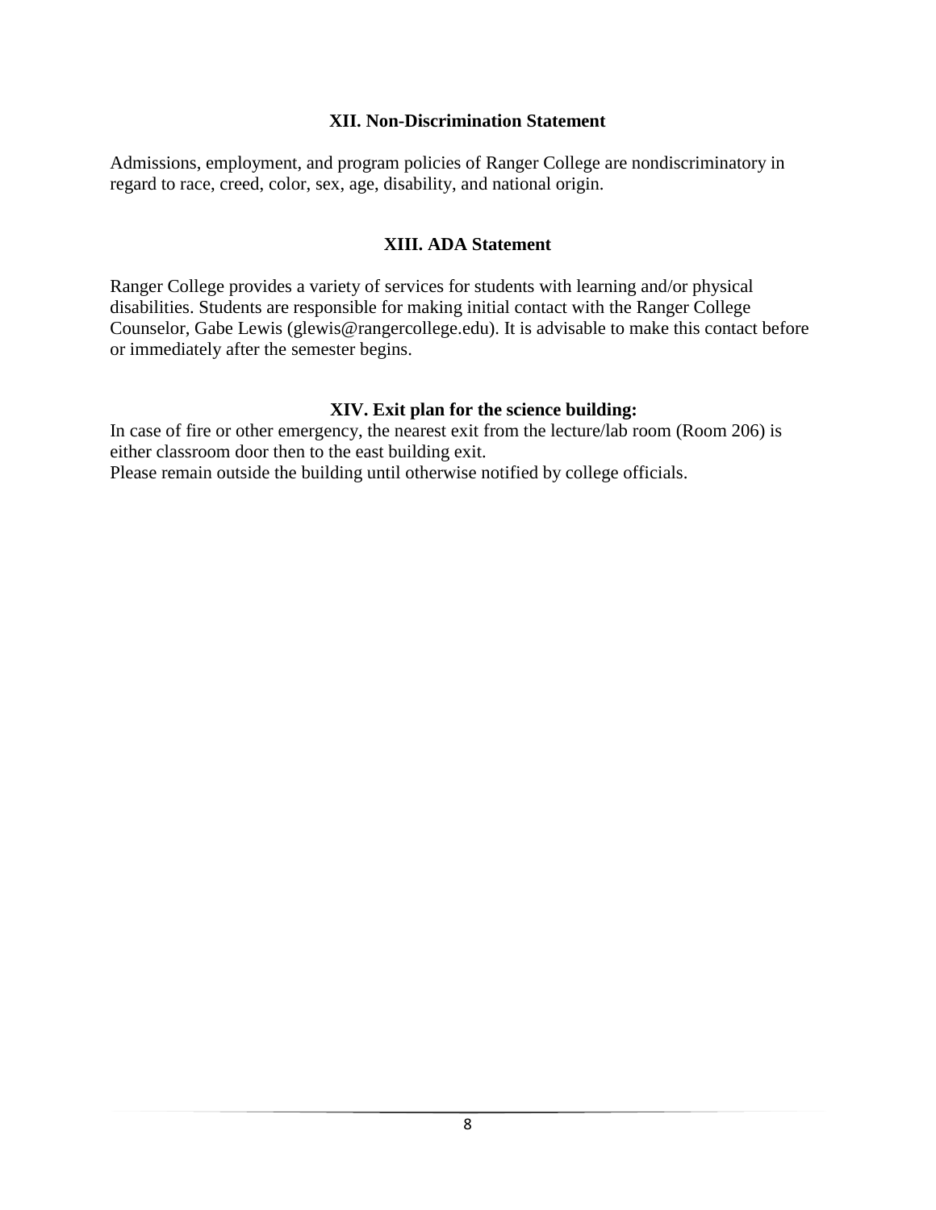## XII. Non-Discrimination Statement

Admissions, employment, and program policies of Ranger College are nondiscriminatory in regard to race, creed, color, sex, age, disability, and national origin.

## XIII. ADA Statement

Ranger College provides a variety of services for students with learning and/or physical disabilities. Students are responsible for making initial contact with the Ranger College Counselor, Gabe Lewis (glewis@rangercollege.edu). It is advisable to make this contact before or immediately after the semester begins.

## XIV. Exit plan for the science building:

In case of fire or other emergency, the nearest exit from the lecture/lab room (Room 206) is either classroom door then to the east building exit.
Please remain outside the building until otherwise notified by college officials.